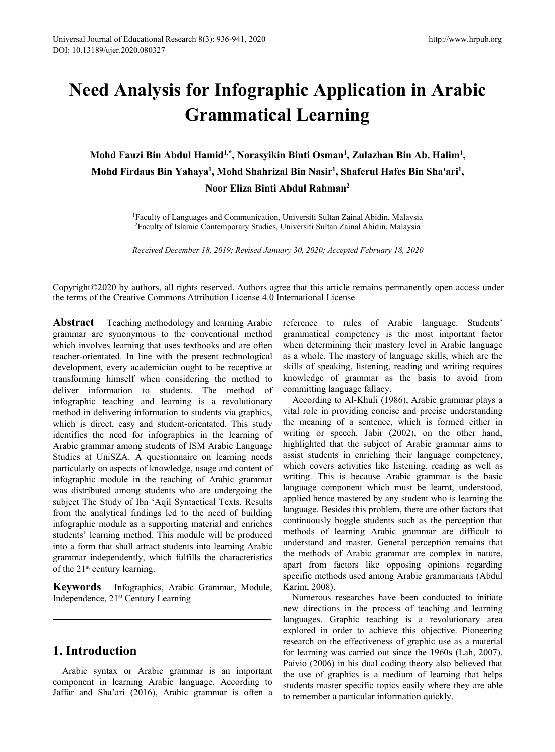# Need Analysis for Infographic Application in Arabic Grammatical Learning

**Mohd Fauzi Bin Abdul Hamid[1,*], Norasyikin Binti Osman[1], Zulazhan Bin Ab. Halim[1], Mohd Firdaus Bin Yahaya[1], Mohd Shahrizal Bin Nasir[1], Shaferul Hafes Bin Sha'ari[1], Noor Eliza Binti Abdul Rahman[2]**

[1]Faculty of Languages and Communication, Universiti Sultan Zainal Abidin, Malaysia
[2]Faculty of Islamic Contemporary Studies, Universiti Sultan Zainal Abidin, Malaysia

*Received December 18, 2019; Revised January 30, 2020; Accepted February 18, 2020*

Copyright©2020 by authors, all rights reserved. Authors agree that this article remains permanently open access under the terms of the Creative Commons Attribution License 4.0 International License

**Abstract** Teaching methodology and learning Arabic grammar are synonymous to the conventional method which involves learning that uses textbooks and are often teacher-orientated. In line with the present technological development, every academician ought to be receptive at transforming himself when considering the method to deliver information to students. The method of infographic teaching and learning is a revolutionary method in delivering information to students via graphics, which is direct, easy and student-orientated. This study identifies the need for infographics in the learning of Arabic grammar among students of ISM Arabic Language Studies at UniSZA. A questionnaire on learning needs particularly on aspects of knowledge, usage and content of infographic module in the teaching of Arabic grammar was distributed among students who are undergoing the subject The Study of Ibn 'Aqil Syntactical Texts. Results from the analytical findings led to the need of building infographic module as a supporting material and enriches students' learning method. This module will be produced into a form that shall attract students into learning Arabic grammar independently, which fulfills the characteristics of the 21st century learning.

**Keywords** Infographics, Arabic Grammar, Module, Independence, 21st Century Learning

## 1. Introduction

Arabic syntax or Arabic grammar is an important component in learning Arabic language. According to Jaffar and Sha'ari (2016), Arabic grammar is often a reference to rules of Arabic language. Students' grammatical competency is the most important factor when determining their mastery level in Arabic language as a whole. The mastery of language skills, which are the skills of speaking, listening, reading and writing requires knowledge of grammar as the basis to avoid from committing language fallacy.

According to Al-Khuli (1986), Arabic grammar plays a vital role in providing concise and precise understanding the meaning of a sentence, which is formed either in writing or speech. Jabir (2002), on the other hand, highlighted that the subject of Arabic grammar aims to assist students in enriching their language competency, which covers activities like listening, reading as well as writing. This is because Arabic grammar is the basic language component which must be learnt, understood, applied hence mastered by any student who is learning the language. Besides this problem, there are other factors that continuously boggle students such as the perception that methods of learning Arabic grammar are difficult to understand and master. General perception remains that the methods of Arabic grammar are complex in nature, apart from factors like opposing opinions regarding specific methods used among Arabic grammarians (Abdul Karim, 2008).

Numerous researches have been conducted to initiate new directions in the process of teaching and learning languages. Graphic teaching is a revolutionary area explored in order to achieve this objective. Pioneering research on the effectiveness of graphic use as a material for learning was carried out since the 1960s (Lah, 2007). Paivio (2006) in his dual coding theory also believed that the use of graphics is a medium of learning that helps students master specific topics easily where they are able to remember a particular information quickly.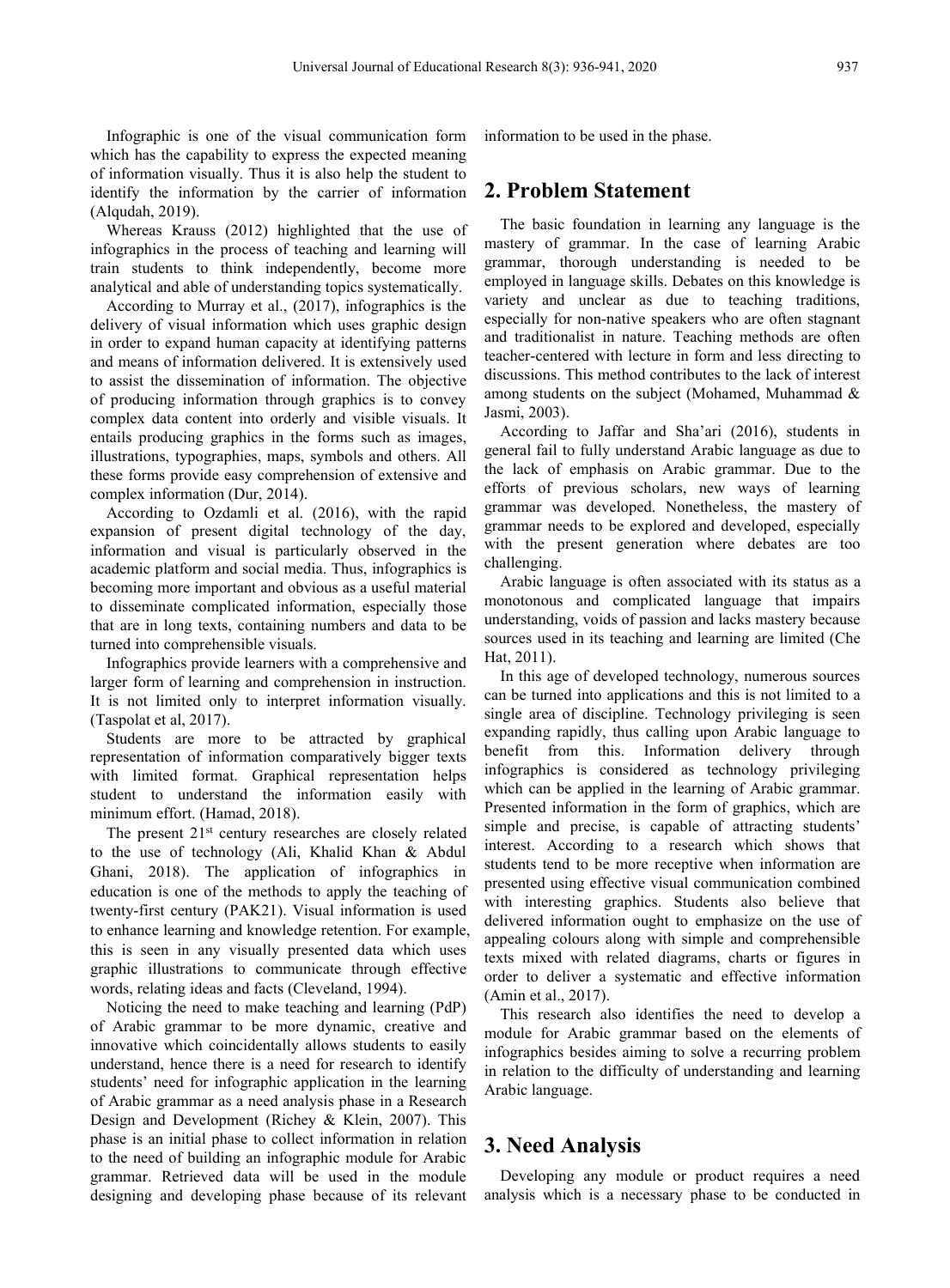Infographic is one of the visual communication form which has the capability to express the expected meaning of information visually. Thus it is also help the student to identify the information by the carrier of information (Alqudah, 2019).

Whereas Krauss (2012) highlighted that the use of infographics in the process of teaching and learning will train students to think independently, become more analytical and able of understanding topics systematically.

According to Murray et al., (2017), infographics is the delivery of visual information which uses graphic design in order to expand human capacity at identifying patterns and means of information delivered. It is extensively used to assist the dissemination of information. The objective of producing information through graphics is to convey complex data content into orderly and visible visuals. It entails producing graphics in the forms such as images, illustrations, typographies, maps, symbols and others. All these forms provide easy comprehension of extensive and complex information (Dur, 2014).

According to Ozdamli et al. (2016), with the rapid expansion of present digital technology of the day, information and visual is particularly observed in the academic platform and social media. Thus, infographics is becoming more important and obvious as a useful material to disseminate complicated information, especially those that are in long texts, containing numbers and data to be turned into comprehensible visuals.

Infographics provide learners with a comprehensive and larger form of learning and comprehension in instruction. It is not limited only to interpret information visually. (Taspolat et al, 2017).

Students are more to be attracted by graphical representation of information comparatively bigger texts with limited format. Graphical representation helps student to understand the information easily with minimum effort. (Hamad, 2018).

The present 21st century researches are closely related to the use of technology (Ali, Khalid Khan & Abdul Ghani, 2018). The application of infographics in education is one of the methods to apply the teaching of twenty-first century (PAK21). Visual information is used to enhance learning and knowledge retention. For example, this is seen in any visually presented data which uses graphic illustrations to communicate through effective words, relating ideas and facts (Cleveland, 1994).

Noticing the need to make teaching and learning (PdP) of Arabic grammar to be more dynamic, creative and innovative which coincidentally allows students to easily understand, hence there is a need for research to identify students' need for infographic application in the learning of Arabic grammar as a need analysis phase in a Research Design and Development (Richey & Klein, 2007). This phase is an initial phase to collect information in relation to the need of building an infographic module for Arabic grammar. Retrieved data will be used in the module designing and developing phase because of its relevant information to be used in the phase.

## 2. Problem Statement

The basic foundation in learning any language is the mastery of grammar. In the case of learning Arabic grammar, thorough understanding is needed to be employed in language skills. Debates on this knowledge is variety and unclear as due to teaching traditions, especially for non-native speakers who are often stagnant and traditionalist in nature. Teaching methods are often teacher-centered with lecture in form and less directing to discussions. This method contributes to the lack of interest among students on the subject (Mohamed, Muhammad & Jasmi, 2003).

According to Jaffar and Sha'ari (2016), students in general fail to fully understand Arabic language as due to the lack of emphasis on Arabic grammar. Due to the efforts of previous scholars, new ways of learning grammar was developed. Nonetheless, the mastery of grammar needs to be explored and developed, especially with the present generation where debates are too challenging.

Arabic language is often associated with its status as a monotonous and complicated language that impairs understanding, voids of passion and lacks mastery because sources used in its teaching and learning are limited (Che Hat, 2011).

In this age of developed technology, numerous sources can be turned into applications and this is not limited to a single area of discipline. Technology privileging is seen expanding rapidly, thus calling upon Arabic language to benefit from this. Information delivery through infographics is considered as technology privileging which can be applied in the learning of Arabic grammar. Presented information in the form of graphics, which are simple and precise, is capable of attracting students' interest. According to a research which shows that students tend to be more receptive when information are presented using effective visual communication combined with interesting graphics. Students also believe that delivered information ought to emphasize on the use of appealing colours along with simple and comprehensible texts mixed with related diagrams, charts or figures in order to deliver a systematic and effective information (Amin et al., 2017).

This research also identifies the need to develop a module for Arabic grammar based on the elements of infographics besides aiming to solve a recurring problem in relation to the difficulty of understanding and learning Arabic language.

## 3. Need Analysis

Developing any module or product requires a need analysis which is a necessary phase to be conducted in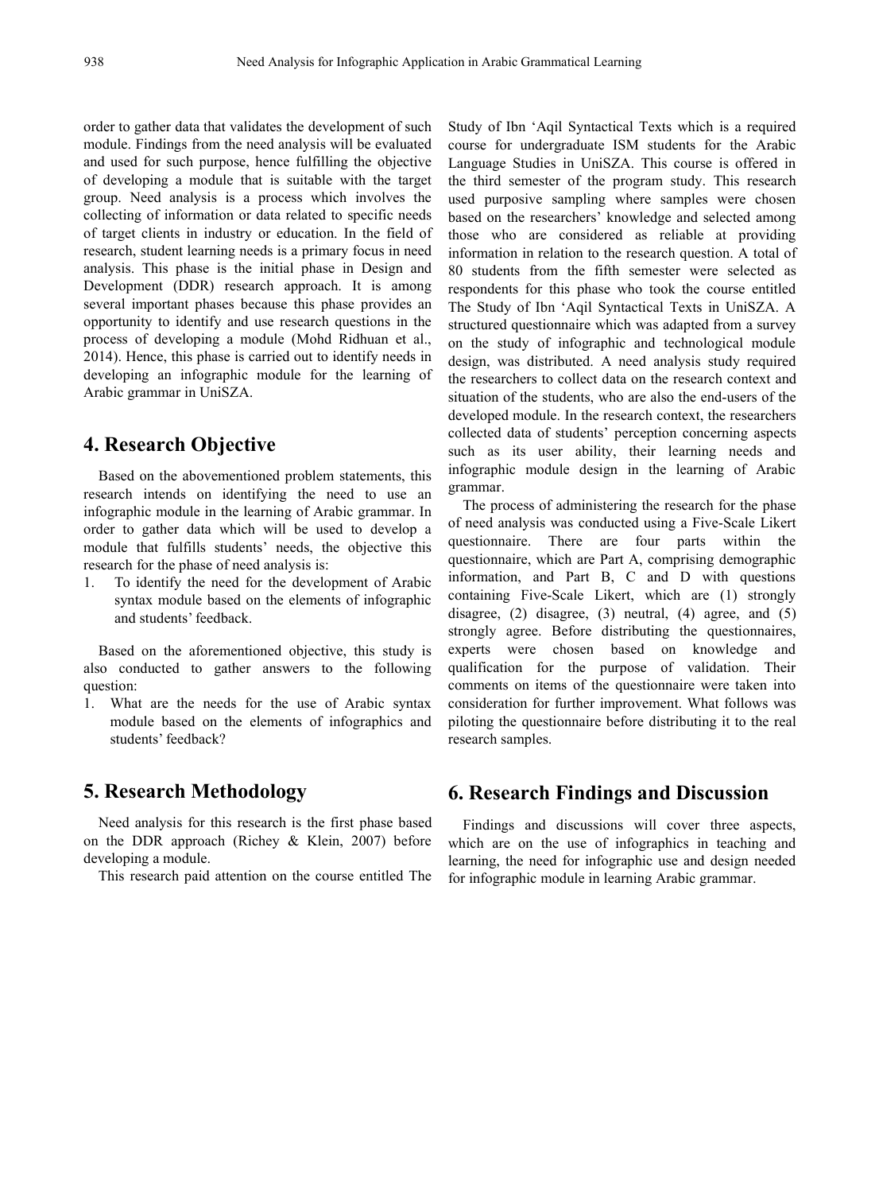order to gather data that validates the development of such module. Findings from the need analysis will be evaluated and used for such purpose, hence fulfilling the objective of developing a module that is suitable with the target group. Need analysis is a process which involves the collecting of information or data related to specific needs of target clients in industry or education. In the field of research, student learning needs is a primary focus in need analysis. This phase is the initial phase in Design and Development (DDR) research approach. It is among several important phases because this phase provides an opportunity to identify and use research questions in the process of developing a module (Mohd Ridhuan et al., 2014). Hence, this phase is carried out to identify needs in developing an infographic module for the learning of Arabic grammar in UniSZA.

## 4. Research Objective

Based on the abovementioned problem statements, this research intends on identifying the need to use an infographic module in the learning of Arabic grammar. In order to gather data which will be used to develop a module that fulfills students' needs, the objective this research for the phase of need analysis is:

1. To identify the need for the development of Arabic syntax module based on the elements of infographic and students' feedback.

Based on the aforementioned objective, this study is also conducted to gather answers to the following question:

1. What are the needs for the use of Arabic syntax module based on the elements of infographics and students' feedback?

## 5. Research Methodology

Need analysis for this research is the first phase based on the DDR approach (Richey & Klein, 2007) before developing a module.

This research paid attention on the course entitled The Study of Ibn 'Aqil Syntactical Texts which is a required course for undergraduate ISM students for the Arabic Language Studies in UniSZA. This course is offered in the third semester of the program study. This research used purposive sampling where samples were chosen based on the researchers' knowledge and selected among those who are considered as reliable at providing information in relation to the research question. A total of 80 students from the fifth semester were selected as respondents for this phase who took the course entitled The Study of Ibn 'Aqil Syntactical Texts in UniSZA. A structured questionnaire which was adapted from a survey on the study of infographic and technological module design, was distributed. A need analysis study required the researchers to collect data on the research context and situation of the students, who are also the end-users of the developed module. In the research context, the researchers collected data of students' perception concerning aspects such as its user ability, their learning needs and infographic module design in the learning of Arabic grammar.

The process of administering the research for the phase of need analysis was conducted using a Five-Scale Likert questionnaire. There are four parts within the questionnaire, which are Part A, comprising demographic information, and Part B, C and D with questions containing Five-Scale Likert, which are (1) strongly disagree, (2) disagree, (3) neutral, (4) agree, and (5) strongly agree. Before distributing the questionnaires, experts were chosen based on knowledge and qualification for the purpose of validation. Their comments on items of the questionnaire were taken into consideration for further improvement. What follows was piloting the questionnaire before distributing it to the real research samples.

## 6. Research Findings and Discussion

Findings and discussions will cover three aspects, which are on the use of infographics in teaching and learning, the need for infographic use and design needed for infographic module in learning Arabic grammar.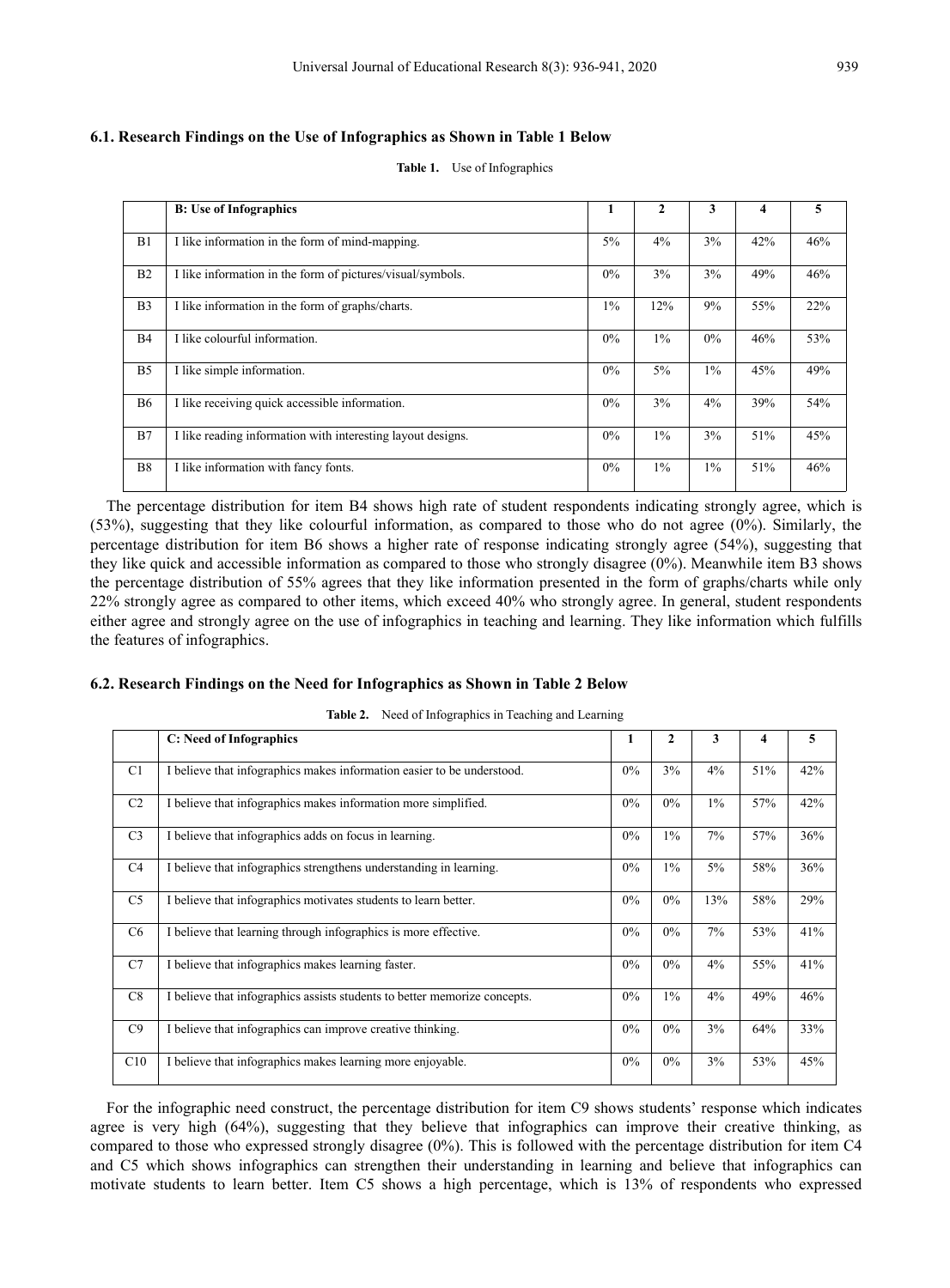### 6.1. Research Findings on the Use of Infographics as Shown in Table 1 Below

**Table 1.** Use of Infographics

| | **B: Use of Infographics** | **1** | **2** | **3** | **4** | **5** |
|---|---|---|---|---|---|---|
| B1 | I like information in the form of mind-mapping. | 5% | 4% | 3% | 42% | 46% |
| B2 | I like information in the form of pictures/visual/symbols. | 0% | 3% | 3% | 49% | 46% |
| B3 | I like information in the form of graphs/charts. | 1% | 12% | 9% | 55% | 22% |
| B4 | I like colourful information. | 0% | 1% | 0% | 46% | 53% |
| B5 | I like simple information. | 0% | 5% | 1% | 45% | 49% |
| B6 | I like receiving quick accessible information. | 0% | 3% | 4% | 39% | 54% |
| B7 | I like reading information with interesting layout designs. | 0% | 1% | 3% | 51% | 45% |
| B8 | I like information with fancy fonts. | 0% | 1% | 1% | 51% | 46% |

The percentage distribution for item B4 shows high rate of student respondents indicating strongly agree, which is (53%), suggesting that they like colourful information, as compared to those who do not agree (0%). Similarly, the percentage distribution for item B6 shows a higher rate of response indicating strongly agree (54%), suggesting that they like quick and accessible information as compared to those who strongly disagree (0%). Meanwhile item B3 shows the percentage distribution of 55% agrees that they like information presented in the form of graphs/charts while only 22% strongly agree as compared to other items, which exceed 40% who strongly agree. In general, student respondents either agree and strongly agree on the use of infographics in teaching and learning. They like information which fulfills the features of infographics.

### 6.2. Research Findings on the Need for Infographics as Shown in Table 2 Below

**Table 2.** Need of Infographics in Teaching and Learning

| | **C: Need of Infographics** | **1** | **2** | **3** | **4** | **5** |
|---|---|---|---|---|---|---|
| C1 | I believe that infographics makes information easier to be understood. | 0% | 3% | 4% | 51% | 42% |
| C2 | I believe that infographics makes information more simplified. | 0% | 0% | 1% | 57% | 42% |
| C3 | I believe that infographics adds on focus in learning. | 0% | 1% | 7% | 57% | 36% |
| C4 | I believe that infographics strengthens understanding in learning. | 0% | 1% | 5% | 58% | 36% |
| C5 | I believe that infographics motivates students to learn better. | 0% | 0% | 13% | 58% | 29% |
| C6 | I believe that learning through infographics is more effective. | 0% | 0% | 7% | 53% | 41% |
| C7 | I believe that infographics makes learning faster. | 0% | 0% | 4% | 55% | 41% |
| C8 | I believe that infographics assists students to better memorize concepts. | 0% | 1% | 4% | 49% | 46% |
| C9 | I believe that infographics can improve creative thinking. | 0% | 0% | 3% | 64% | 33% |
| C10 | I believe that infographics makes learning more enjoyable. | 0% | 0% | 3% | 53% | 45% |

For the infographic need construct, the percentage distribution for item C9 shows students' response which indicates agree is very high (64%), suggesting that they believe that infographics can improve their creative thinking, as compared to those who expressed strongly disagree (0%). This is followed with the percentage distribution for item C4 and C5 which shows infographics can strengthen their understanding in learning and believe that infographics can motivate students to learn better. Item C5 shows a high percentage, which is 13% of respondents who expressed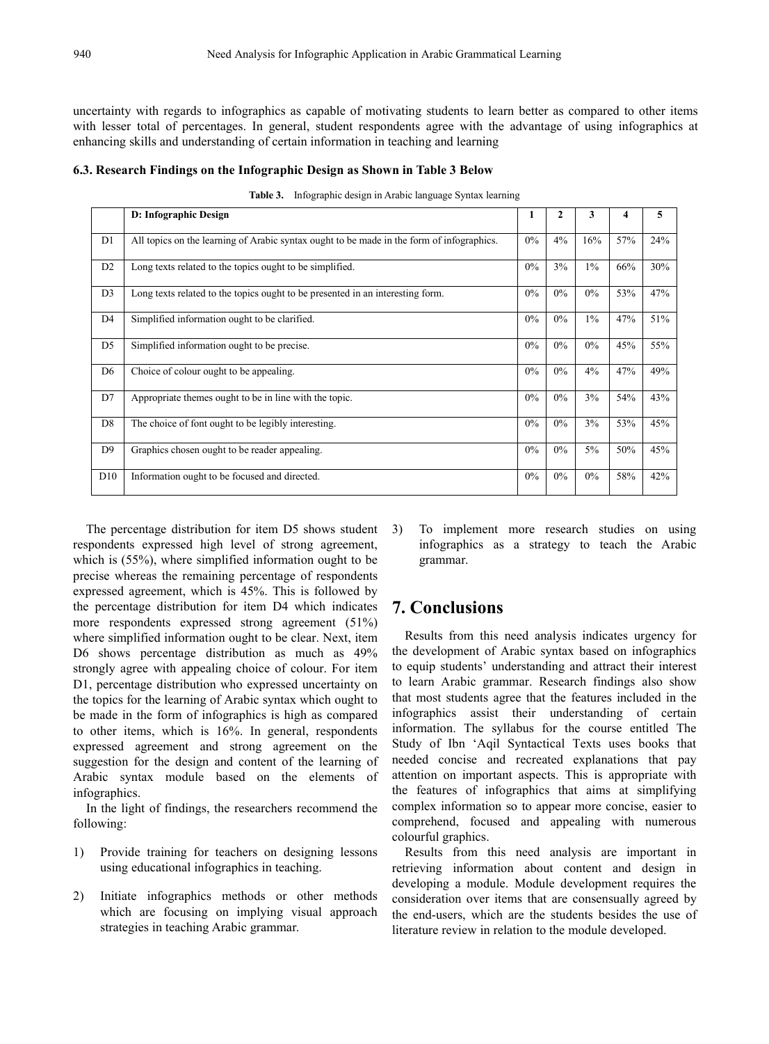uncertainty with regards to infographics as capable of motivating students to learn better as compared to other items with lesser total of percentages. In general, student respondents agree with the advantage of using infographics at enhancing skills and understanding of certain information in teaching and learning

### 6.3. Research Findings on the Infographic Design as Shown in Table 3 Below

**Table 3.** Infographic design in Arabic language Syntax learning

| | D: Infographic Design | 1 | 2 | 3 | 4 | 5 |
|---|---|---|---|---|---|---|
| D1 | All topics on the learning of Arabic syntax ought to be made in the form of infographics. | 0% | 4% | 16% | 57% | 24% |
| D2 | Long texts related to the topics ought to be simplified. | 0% | 3% | 1% | 66% | 30% |
| D3 | Long texts related to the topics ought to be presented in an interesting form. | 0% | 0% | 0% | 53% | 47% |
| D4 | Simplified information ought to be clarified. | 0% | 0% | 1% | 47% | 51% |
| D5 | Simplified information ought to be precise. | 0% | 0% | 0% | 45% | 55% |
| D6 | Choice of colour ought to be appealing. | 0% | 0% | 4% | 47% | 49% |
| D7 | Appropriate themes ought to be in line with the topic. | 0% | 0% | 3% | 54% | 43% |
| D8 | The choice of font ought to be legibly interesting. | 0% | 0% | 3% | 53% | 45% |
| D9 | Graphics chosen ought to be reader appealing. | 0% | 0% | 5% | 50% | 45% |
| D10 | Information ought to be focused and directed. | 0% | 0% | 0% | 58% | 42% |

The percentage distribution for item D5 shows student respondents expressed high level of strong agreement, which is (55%), where simplified information ought to be precise whereas the remaining percentage of respondents expressed agreement, which is 45%. This is followed by the percentage distribution for item D4 which indicates more respondents expressed strong agreement (51%) where simplified information ought to be clear. Next, item D6 shows percentage distribution as much as 49% strongly agree with appealing choice of colour. For item D1, percentage distribution who expressed uncertainty on the topics for the learning of Arabic syntax which ought to be made in the form of infographics is high as compared to other items, which is 16%. In general, respondents expressed agreement and strong agreement on the suggestion for the design and content of the learning of Arabic syntax module based on the elements of infographics.

In the light of findings, the researchers recommend the following:

1) Provide training for teachers on designing lessons using educational infographics in teaching.
2) Initiate infographics methods or other methods which are focusing on implying visual approach strategies in teaching Arabic grammar.
3) To implement more research studies on using infographics as a strategy to teach the Arabic grammar.

## 7. Conclusions

Results from this need analysis indicates urgency for the development of Arabic syntax based on infographics to equip students' understanding and attract their interest to learn Arabic grammar. Research findings also show that most students agree that the features included in the infographics assist their understanding of certain information. The syllabus for the course entitled The Study of Ibn 'Aqil Syntactical Texts uses books that needed concise and recreated explanations that pay attention on important aspects. This is appropriate with the features of infographics that aims at simplifying complex information so to appear more concise, easier to comprehend, focused and appealing with numerous colourful graphics.

Results from this need analysis are important in retrieving information about content and design in developing a module. Module development requires the consideration over items that are consensually agreed by the end-users, which are the students besides the use of literature review in relation to the module developed.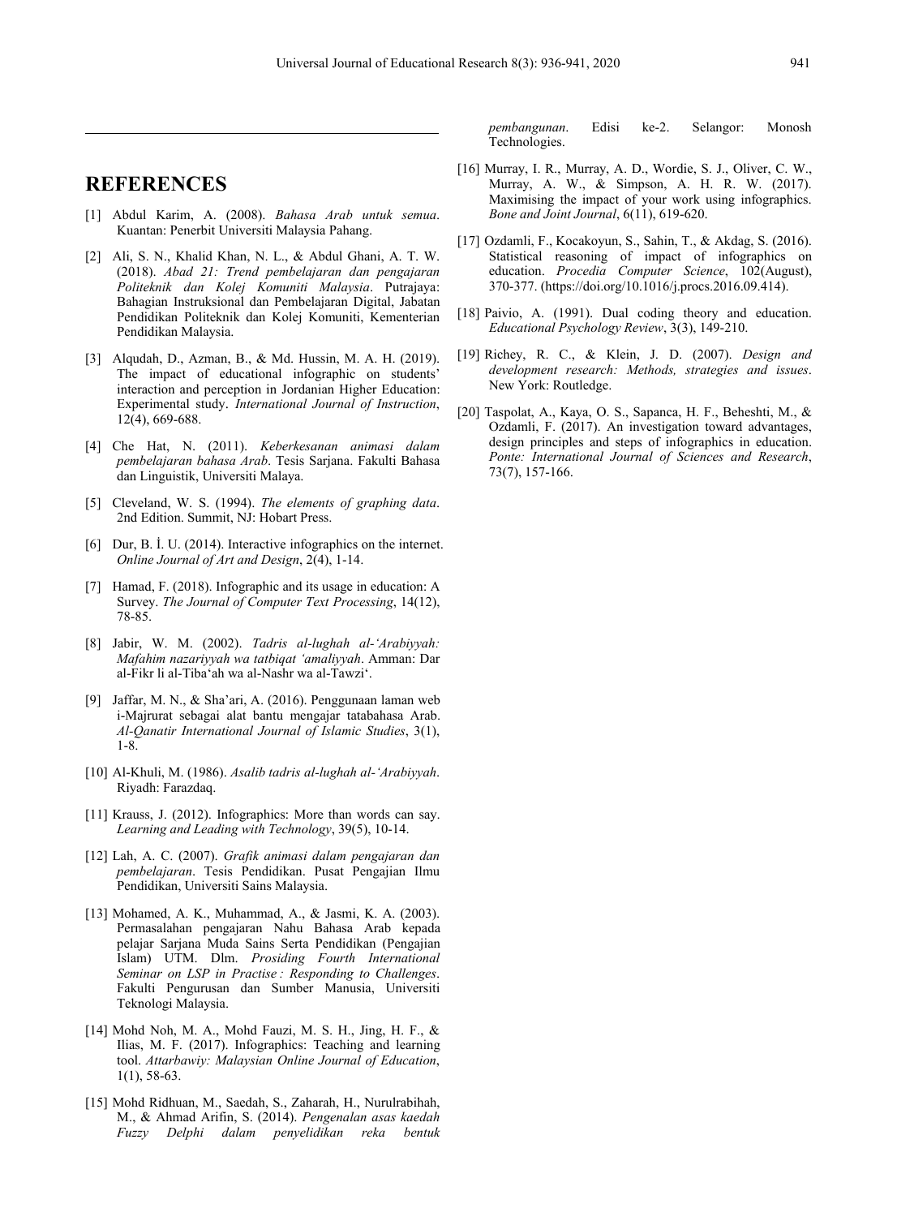## REFERENCES

[1] Abdul Karim, A. (2008). *Bahasa Arab untuk semua*. Kuantan: Penerbit Universiti Malaysia Pahang.

[2] Ali, S. N., Khalid Khan, N. L., & Abdul Ghani, A. T. W. (2018). *Abad 21: Trend pembelajaran dan pengajaran Politeknik dan Kolej Komuniti Malaysia*. Putrajaya: Bahagian Instruksional dan Pembelajaran Digital, Jabatan Pendidikan Politeknik dan Kolej Komuniti, Kementerian Pendidikan Malaysia.

[3] Alqudah, D., Azman, B., & Md. Hussin, M. A. H. (2019). The impact of educational infographic on students' interaction and perception in Jordanian Higher Education: Experimental study. *International Journal of Instruction*, 12(4), 669-688.

[4] Che Hat, N. (2011). *Keberkesanan animasi dalam pembelajaran bahasa Arab*. Tesis Sarjana. Fakulti Bahasa dan Linguistik, Universiti Malaya.

[5] Cleveland, W. S. (1994). *The elements of graphing data*. 2nd Edition. Summit, NJ: Hobart Press.

[6] Dur, B. İ. U. (2014). Interactive infographics on the internet. *Online Journal of Art and Design*, 2(4), 1-14.

[7] Hamad, F. (2018). Infographic and its usage in education: A Survey. *The Journal of Computer Text Processing*, 14(12), 78-85.

[8] Jabir, W. M. (2002). *Tadris al-lughah al-'Arabiyyah: Mafahim nazariyyah wa tatbiqat 'amaliyyah*. Amman: Dar al-Fikr li al-Tiba'ah wa al-Nashr wa al-Tawzi'.

[9] Jaffar, M. N., & Sha'ari, A. (2016). Penggunaan laman web i-Majrurat sebagai alat bantu mengajar tatabahasa Arab. *Al-Qanatir International Journal of Islamic Studies*, 3(1), 1-8.

[10] Al-Khuli, M. (1986). *Asalib tadris al-lughah al-'Arabiyyah*. Riyadh: Farazdaq.

[11] Krauss, J. (2012). Infographics: More than words can say. *Learning and Leading with Technology*, 39(5), 10-14.

[12] Lah, A. C. (2007). *Grafik animasi dalam pengajaran dan pembelajaran*. Tesis Pendidikan. Pusat Pengajian Ilmu Pendidikan, Universiti Sains Malaysia.

[13] Mohamed, A. K., Muhammad, A., & Jasmi, K. A. (2003). Permasalahan pengajaran Nahu Bahasa Arab kepada pelajar Sarjana Muda Sains Serta Pendidikan (Pengajian Islam) UTM. Dlm. *Prosiding Fourth International Seminar on LSP in Practise : Responding to Challenges*. Fakulti Pengurusan dan Sumber Manusia, Universiti Teknologi Malaysia.

[14] Mohd Noh, M. A., Mohd Fauzi, M. S. H., Jing, H. F., & Ilias, M. F. (2017). Infographics: Teaching and learning tool. *Attarbawiy: Malaysian Online Journal of Education*, 1(1), 58-63.

[15] Mohd Ridhuan, M., Saedah, S., Zaharah, H., Nurulrabihah, M., & Ahmad Arifin, S. (2014). *Pengenalan asas kaedah Fuzzy Delphi dalam penyelidikan reka bentuk pembangunan*. Edisi ke-2. Selangor: Monosh Technologies.

[16] Murray, I. R., Murray, A. D., Wordie, S. J., Oliver, C. W., Murray, A. W., & Simpson, A. H. R. W. (2017). Maximising the impact of your work using infographics. *Bone and Joint Journal*, 6(11), 619-620.

[17] Ozdamli, F., Kocakoyun, S., Sahin, T., & Akdag, S. (2016). Statistical reasoning of impact of infographics on education. *Procedia Computer Science*, 102(August), 370-377. (https://doi.org/10.1016/j.procs.2016.09.414).

[18] Paivio, A. (1991). Dual coding theory and education. *Educational Psychology Review*, 3(3), 149-210.

[19] Richey, R. C., & Klein, J. D. (2007). *Design and development research: Methods, strategies and issues*. New York: Routledge.

[20] Taspolat, A., Kaya, O. S., Sapanca, H. F., Beheshti, M., & Ozdamli, F. (2017). An investigation toward advantages, design principles and steps of infographics in education. *Ponte: International Journal of Sciences and Research*, 73(7), 157-166.